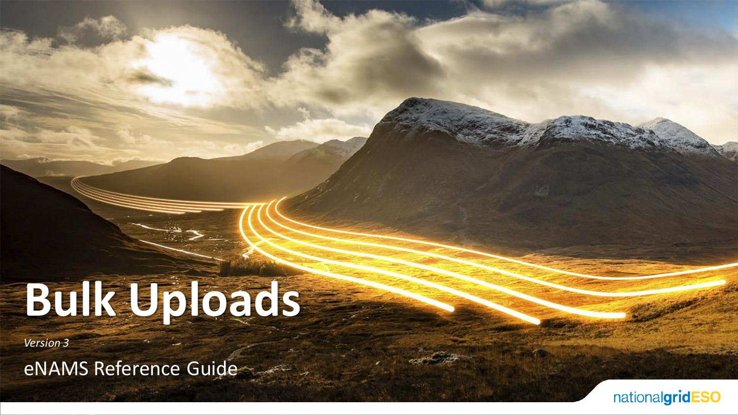# Bulk Uploads

*Version 3*

eNAMS Reference Guide

nationalgridESO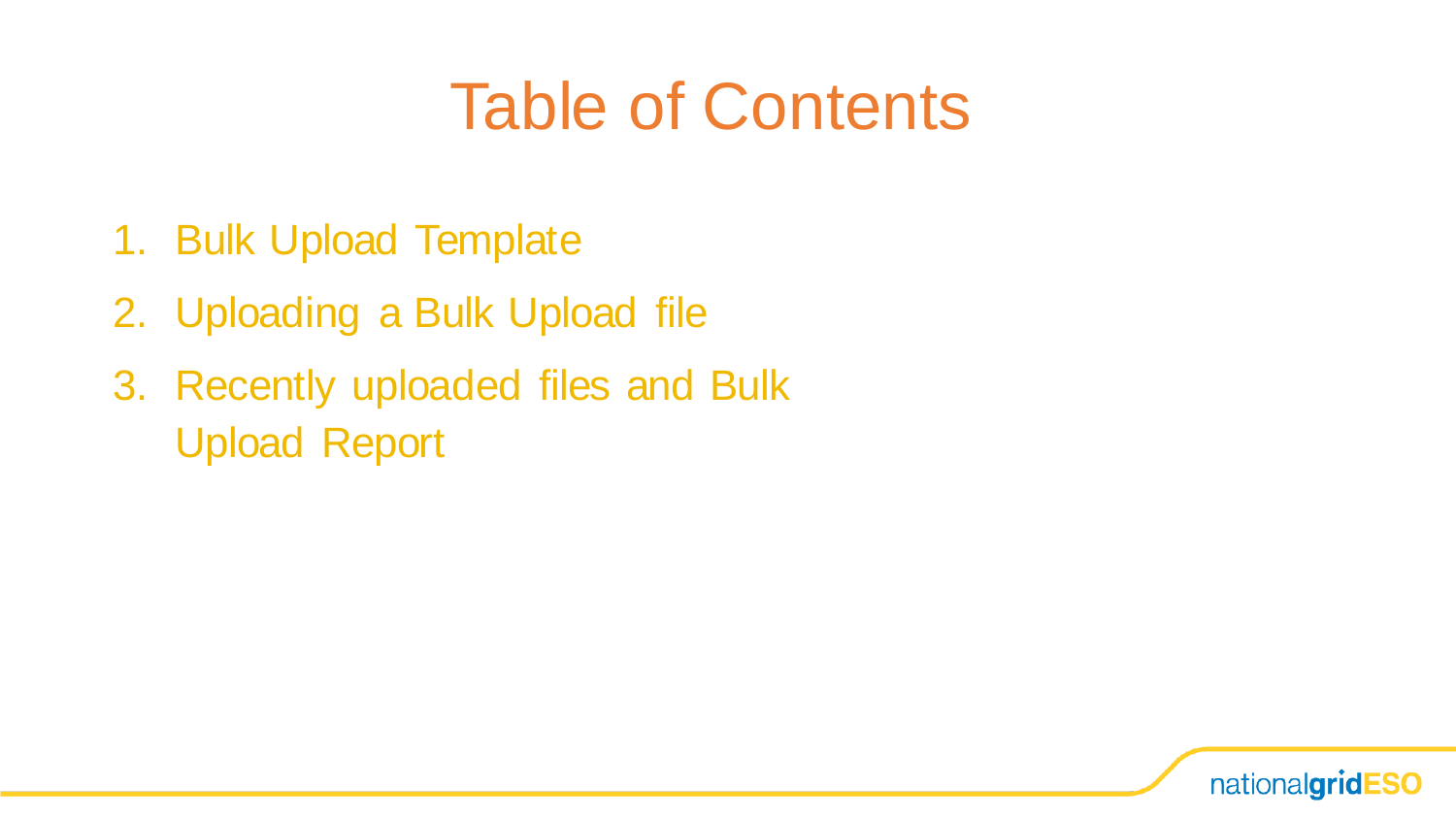# Table of Contents

1. Bulk Upload Template
2. Uploading a Bulk Upload file
3. Recently uploaded files and Bulk Upload Report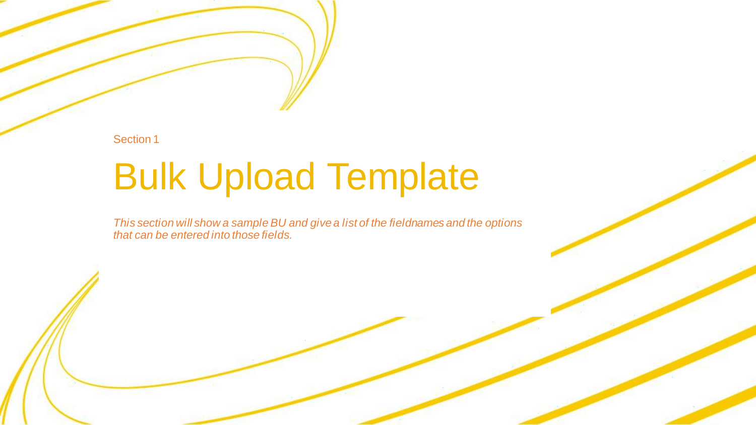Section 1

# Bulk Upload Template

*This section will show a sample BU and give a list of the fieldnames and the options that can be entered into those fields.*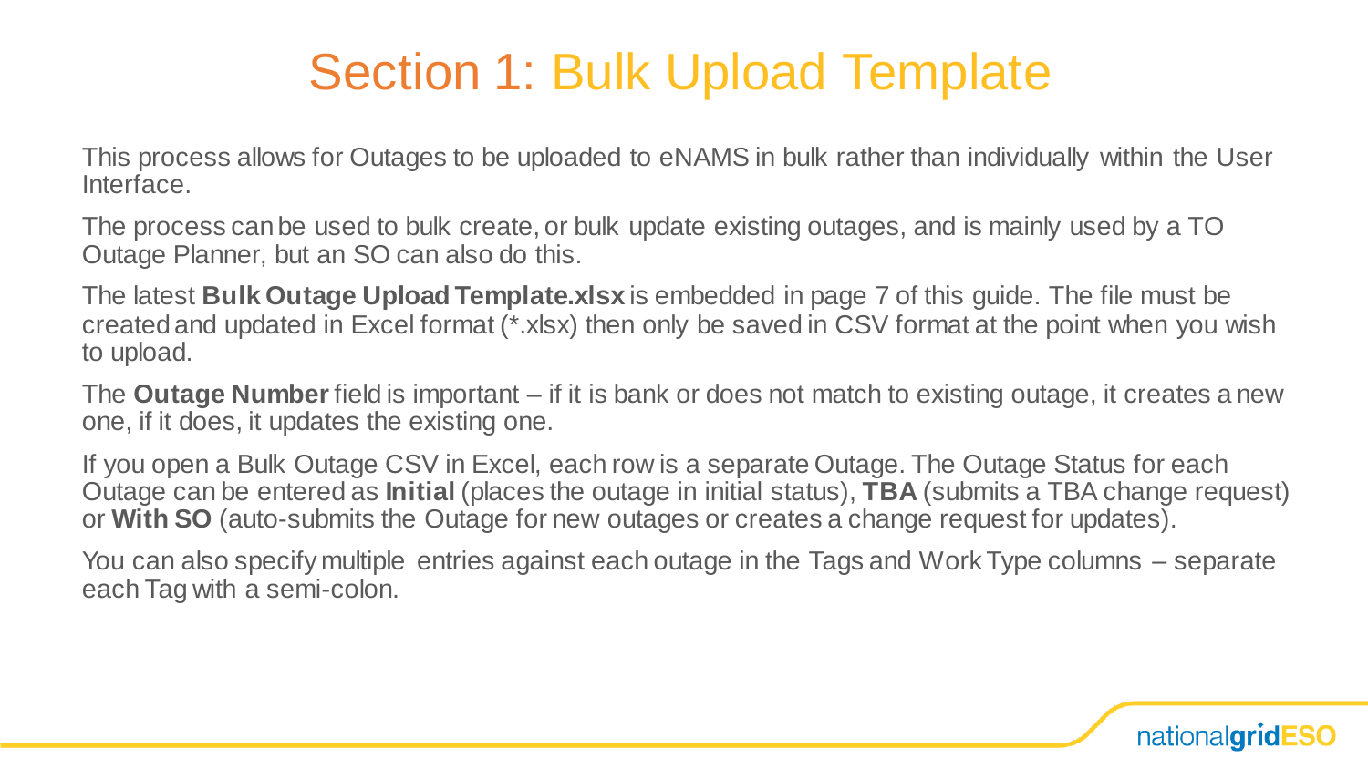# Section 1: Bulk Upload Template

This process allows for Outages to be uploaded to eNAMS in bulk rather than individually within the User Interface.

The process can be used to bulk create, or bulk update existing outages, and is mainly used by a TO Outage Planner, but an SO can also do this.

The latest **Bulk Outage Upload Template.xlsx** is embedded in page 7 of this guide. The file must be created and updated in Excel format (*.xlsx) then only be saved in CSV format at the point when you wish to upload.

The **Outage Number** field is important – if it is bank or does not match to existing outage, it creates a new one, if it does, it updates the existing one.

If you open a Bulk Outage CSV in Excel, each row is a separate Outage. The Outage Status for each Outage can be entered as **Initial** (places the outage in initial status), **TBA** (submits a TBA change request) or **With SO** (auto-submits the Outage for new outages or creates a change request for updates).

You can also specify multiple entries against each outage in the Tags and Work Type columns – separate each Tag with a semi-colon.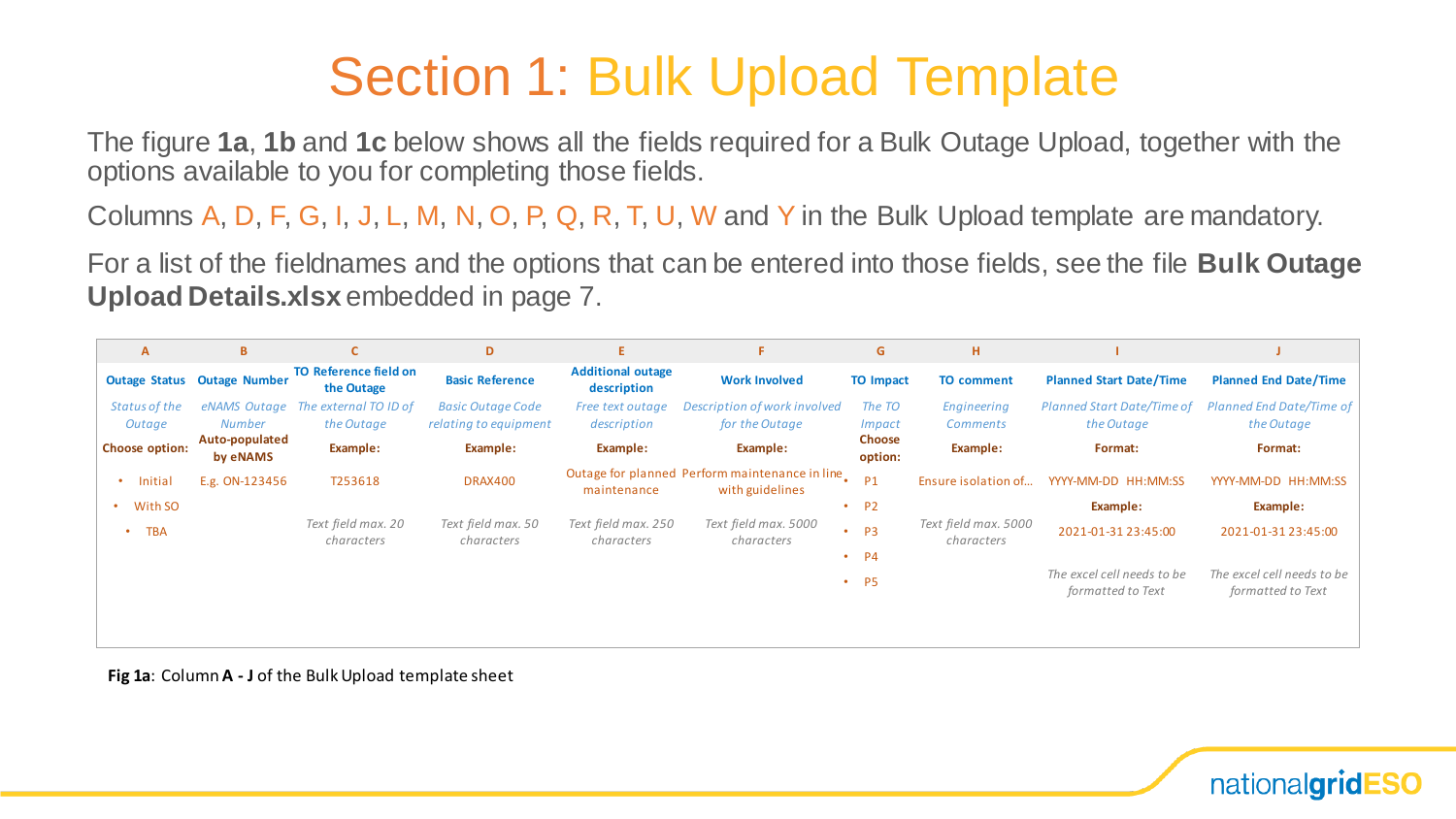# Section 1: Bulk Upload Template

The figure **1a**, **1b** and **1c** below shows all the fields required for a Bulk Outage Upload, together with the options available to you for completing those fields.

Columns A, D, F, G, I, J, L, M, N, O, P, Q, R, T, U, W and Y in the Bulk Upload template are mandatory.

For a list of the fieldnames and the options that can be entered into those fields, see the file **Bulk Outage Upload Details.xlsx** embedded in page 7.

| A | B | C | D | E | F | G | H | I | J |
|---|---|---|---|---|---|---|---|---|---|
| **Outage Status** | **Outage Number** | **TO Reference field on the Outage** | **Basic Reference** | **Additional outage description** | **Work Involved** | **TO Impact** | **TO comment** | **Planned Start Date/Time** | **Planned End Date/Time** |
| *Status of the Outage* | *eNAMS Outage Number* | *The external TO ID of the Outage* | *Basic Outage Code relating to equipment* | *Free text outage description* | *Description of work involved for the Outage* | *The TO Impact* | *Engineering Comments* | *Planned Start Date/Time of the Outage* | *Planned End Date/Time of the Outage* |
| **Choose option:** | **Auto-populated by eNAMS** | **Example:** | **Example:** | **Example:** | **Example:** | **Choose option:** | **Example:** | **Format:** | **Format:** |
| • Initial<br>• With SO<br>• TBA | E.g. ON-123456 | T253618<br><br>*Text field max. 20 characters* | DRAX400<br><br>*Text field max. 50 characters* | Outage for planned maintenance<br><br>*Text field max. 250 characters* | Perform maintenance in line with guidelines<br><br>*Text field max. 5000 characters* | • P1<br>• P2<br>• P3<br>• P4<br>• P5 | Ensure isolation of...<br><br>*Text field max. 5000 characters* | YYYY-MM-DD HH:MM:SS<br>**Example:**<br>2021-01-31 23:45:00<br><br>*The excel cell needs to be formatted to Text* | YYYY-MM-DD HH:MM:SS<br>**Example:**<br>2021-01-31 23:45:00<br><br>*The excel cell needs to be formatted to Text* |

**Fig 1a**: Column **A - J** of the Bulk Upload template sheet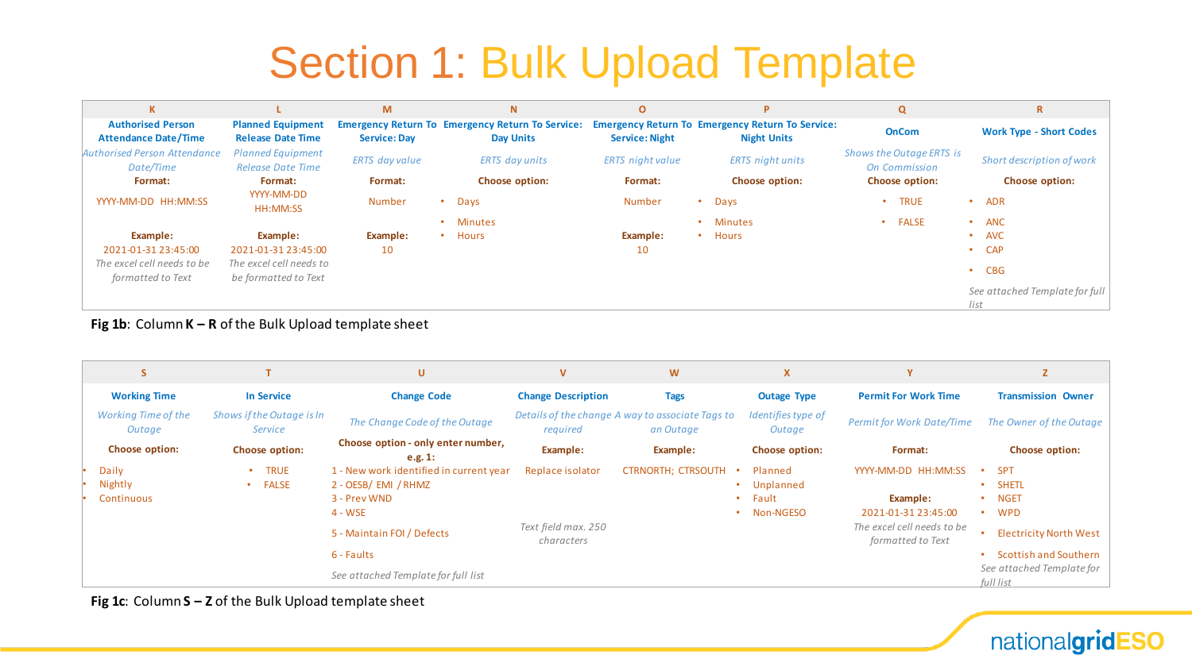# Section 1: Bulk Upload Template

| K | L | M | N | O | P | Q | R |
|---|---|---|---|---|---|---|---|
| **Authorised Person Attendance Date/Time** | **Planned Equipment Release Date Time** | **Emergency Return To Service: Day** | **Emergency Return To Service: Day Units** | **Emergency Return To Service: Night** | **Emergency Return To Service: Night Units** | **OnCom** | **Work Type - Short Codes** |
| *Authorised Person Attendance Date/Time* | *Planned Equipment Release Date Time* | *ERTS day value* | *ERTS day units* | *ERTS night value* | *ERTS night units* | *Shows the Outage ERTS is On Commission* | *Short description of work* |
| **Format:** | **Format:** | **Format:** | **Choose option:** | **Format:** | **Choose option:** | **Choose option:** | **Choose option:** |
| YYYY-MM-DD HH:MM:SS | YYYY-MM-DD HH:MM:SS | Number | • Days<br>• Minutes<br>• Hours | Number | • Days<br>• Minutes<br>• Hours | • TRUE<br>• FALSE | • ADR<br>• ANC<br>• AVC<br>• CAP<br>• CBG |
| **Example:**<br>2021-01-31 23:45:00<br>*The excel cell needs to be formatted to Text* | **Example:**<br>2021-01-31 23:45:00<br>*The excel cell needs to be formatted to Text* | **Example:**<br>10 | | **Example:**<br>10 | | | *See attached Template for full list* |

**Fig 1b**: Column **K – R** of the Bulk Upload template sheet

| S | T | U | V | W | X | Y | Z |
|---|---|---|---|---|---|---|---|
| **Working Time** | **In Service** | **Change Code** | **Change Description** | **Tags** | **Outage Type** | **Permit For Work Time** | **Transmission Owner** |
| *Working Time of the Outage* | *Shows if the Outage is In Service* | *The Change Code of the Outage* | *Details of the change required* | *A way to associate Tags to an Outage* | *Identifies type of Outage* | *Permit for Work Date/Time* | *The Owner of the Outage* |
| **Choose option:** | **Choose option:** | **Choose option - only enter number, e.g. 1:** | **Example:** | **Example:** | **Choose option:** | **Format:** | **Choose option:** |
| • Daily<br>• Nightly<br>• Continuous | • TRUE<br>• FALSE | 1 - New work identified in current year<br>2 - OESB/ EMI / RHMZ<br>3 - Prev WND<br>4 - WSE<br>5 - Maintain FOI / Defects<br>6 - Faults<br>*See attached Template for full list* | Replace isolator<br>*Text field max. 250 characters* | CTRNORTH; CTRSOUTH | • Planned<br>• Unplanned<br>• Fault<br>• Non-NGESO | YYYY-MM-DD HH:MM:SS<br>**Example:**<br>2021-01-31 23:45:00<br>*The excel cell needs to be formatted to Text* | • SPT<br>• SHETL<br>• NGET<br>• WPD<br>• Electricity North West<br>• Scottish and Southern<br>*See attached Template for full list* |

**Fig 1c**: Column **S – Z** of the Bulk Upload template sheet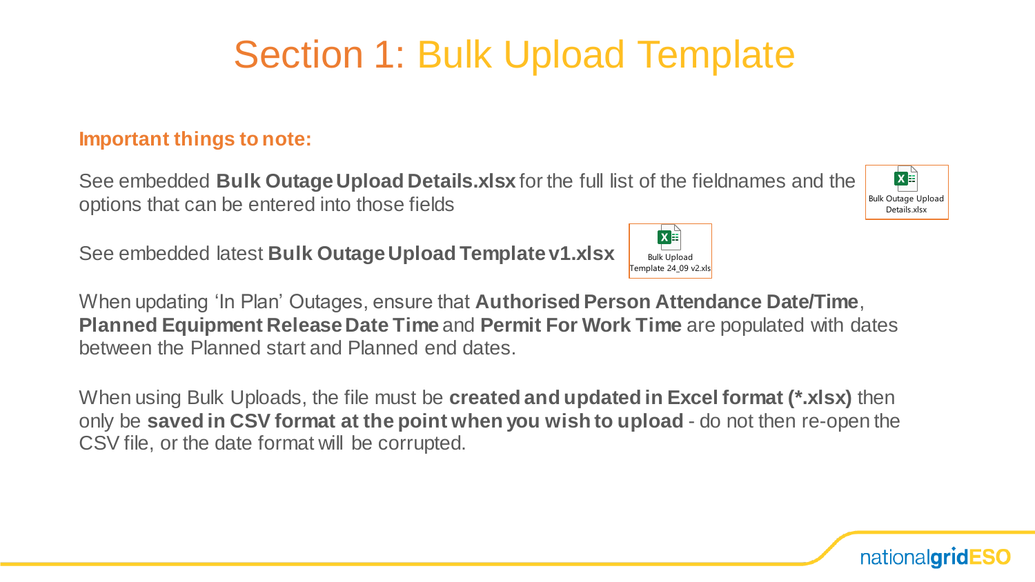# Section 1: Bulk Upload Template

**Important things to note:**

See embedded **Bulk Outage Upload Details.xlsx** for the full list of the fieldnames and the options that can be entered into those fields

Bulk Outage Upload Details.xlsx

See embedded latest **Bulk Outage Upload Template v1.xlsx**

Bulk Upload Template 24_09 v2.xls

When updating 'In Plan' Outages, ensure that **Authorised Person Attendance Date/Time**, **Planned Equipment Release Date Time** and **Permit For Work Time** are populated with dates between the Planned start and Planned end dates.

When using Bulk Uploads, the file must be **created and updated in Excel format (*.xlsx)** then only be **saved in CSV format at the point when you wish to upload** - do not then re-open the CSV file, or the date format will be corrupted.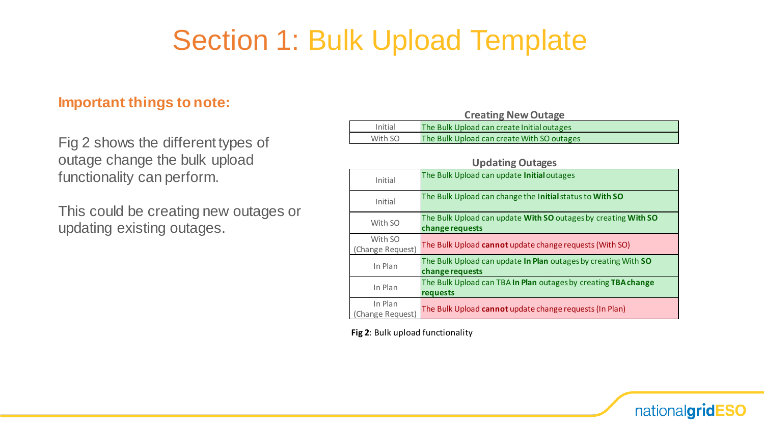# Section 1: Bulk Upload Template

## Important things to note:

Fig 2 shows the different types of outage change the bulk upload functionality can perform.

This could be creating new outages or updating existing outages.

**Creating New Outage**

| | |
|---|---|
| Initial | The Bulk Upload can create Initial outages |
| With SO | The Bulk Upload can create With SO outages |

**Updating Outages**

| | |
|---|---|
| Initial | The Bulk Upload can update **Initial** outages |
| Initial | The Bulk Upload can change the **Initial** status to **With SO** |
| With SO | The Bulk Upload can update **With SO** outages by creating **With SO change requests** |
| With SO (Change Request) | The Bulk Upload **cannot** update change requests (With SO) |
| In Plan | The Bulk Upload can update **In Plan** outages by creating With **SO change requests** |
| In Plan | The Bulk Upload can TBA **In Plan** outages by creating **TBA change requests** |
| In Plan (Change Request) | The Bulk Upload **cannot** update change requests (In Plan) |

**Fig 2**: Bulk upload functionality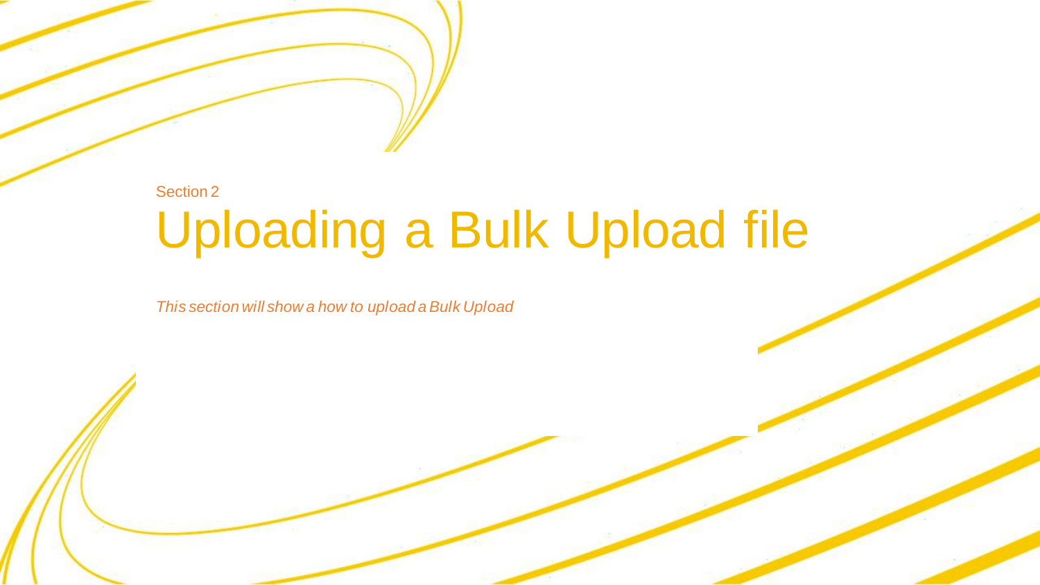Section 2

# Uploading a Bulk Upload file

*This section will show a how to upload a Bulk Upload*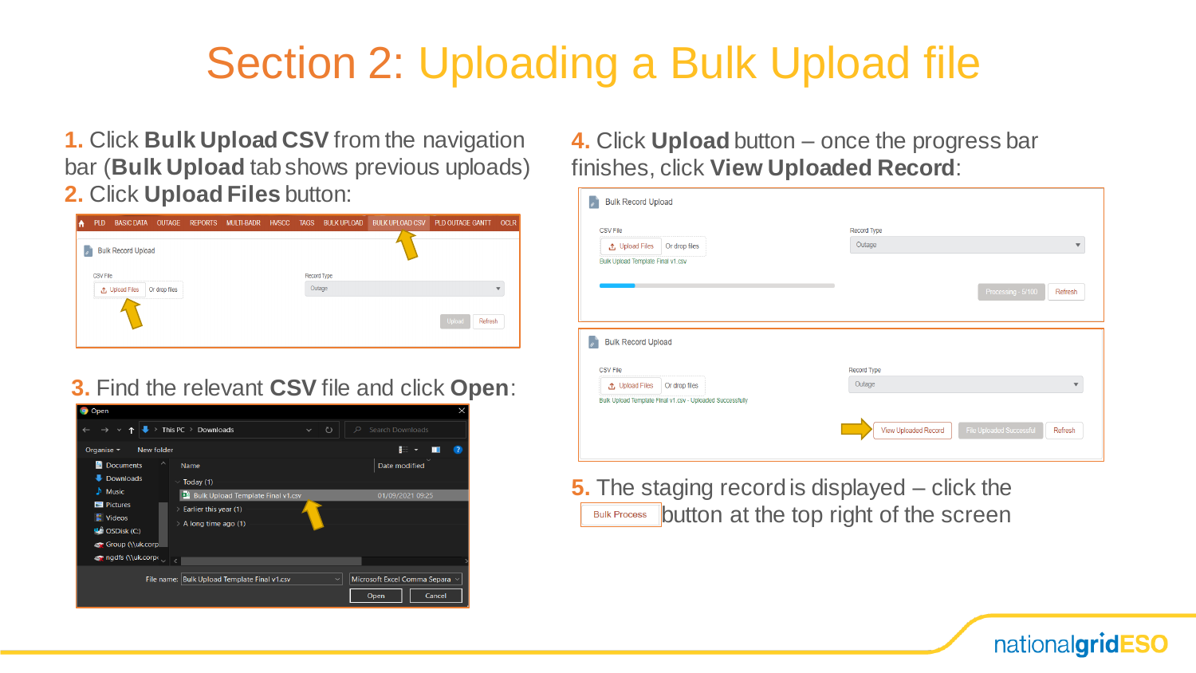# Section 2: Uploading a Bulk Upload file

**1.** Click **Bulk Upload CSV** from the navigation bar (**Bulk Upload** tab shows previous uploads)

**2.** Click **Upload Files** button:

**3.** Find the relevant **CSV** file and click **Open**:

**4.** Click **Upload** button – once the progress bar finishes, click **View Uploaded Record**:

**5.** The staging record is displayed – click the Bulk Process button at the top right of the screen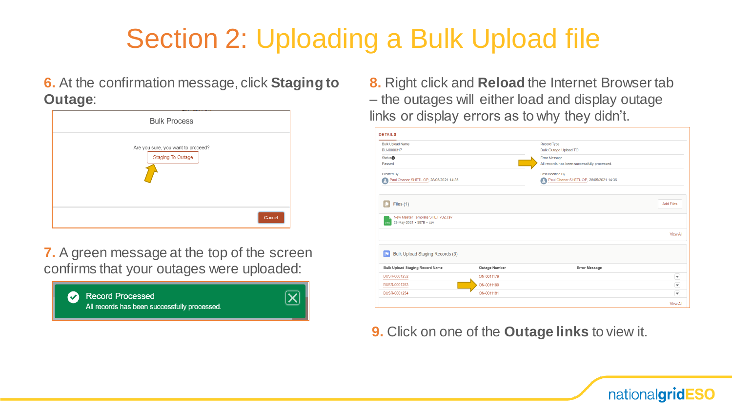# Section 2: Uploading a Bulk Upload file

**6.** At the confirmation message, click **Staging to Outage**:

Bulk Process

Are you sure, you want to proceed?

Staging To Outage

Cancel

**7.** A green message at the top of the screen confirms that your outages were uploaded:

Record Processed
All records has been successfully processed.

**8.** Right click and **Reload** the Internet Browser tab – the outages will either load and display outage links or display errors as to why they didn't.

DETAILS

| Bulk Upload Name | Record Type |
|---|---|
| BU-0000317 | Bulk Outage Upload TO |
| **Status** | **Error Message** |
| Passed | All records has been successfully processed. |
| **Created By** | **Last Modified By** |
| Paul Obanor SHETL OP, 28/05/2021 14:35 | Paul Obanor SHETL OP, 28/05/2021 14:36 |

Files (1) — Add Files

New Master Template SHET v32.csv
28-May-2021 • 987B • csv

View All

Bulk Upload Staging Records (3)

| Bulk Upload Staging Record Name | Outage Number | Error Message |
|---|---|---|
| BUSR-0001252 | ON-0011179 | |
| BUSR-0001253 | ON-0011180 | |
| BUSR-0001254 | ON-0011181 | |

View All

**9.** Click on one of the **Outage links** to view it.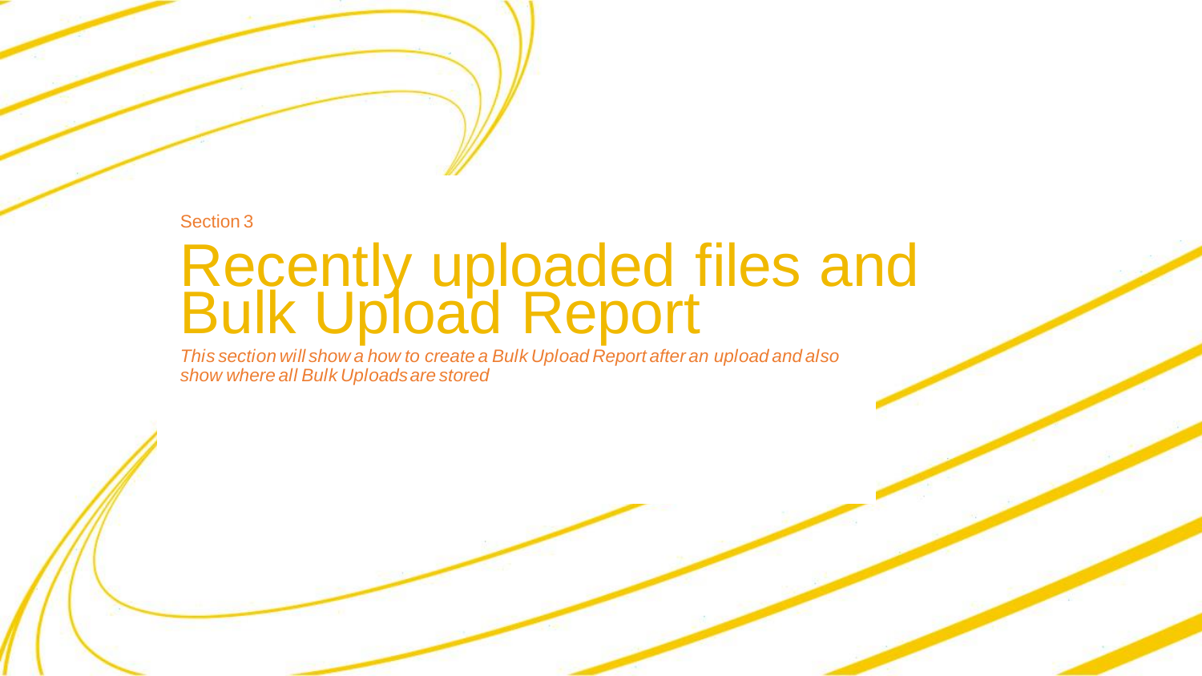Section 3

# Recently uploaded files and Bulk Upload Report

*This section will show a how to create a Bulk Upload Report after an upload and also show where all Bulk Uploads are stored*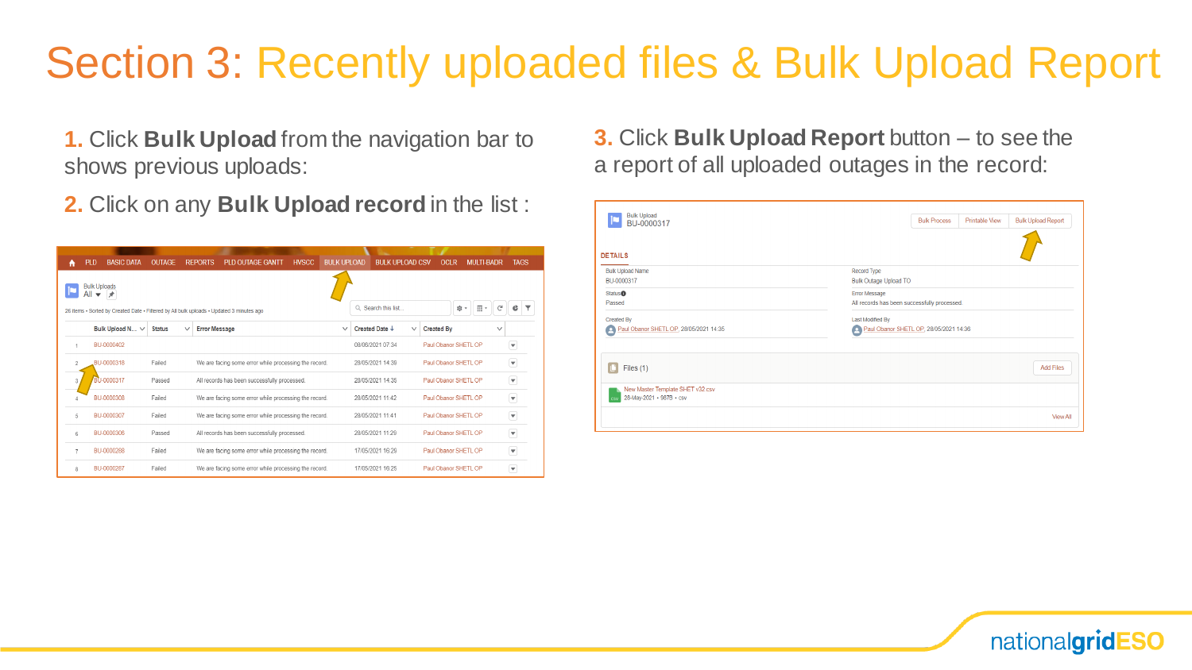# Section 3: Recently uploaded files & Bulk Upload Report

**1.** Click **Bulk Upload** from the navigation bar to shows previous uploads:

**2.** Click on any **Bulk Upload record** in the list :

PLD | BASIC DATA | OUTAGE | REPORTS | PLD OUTAGE GANTT | HVSCC | BULK UPLOAD | BULK UPLOAD CSV | OCLR | MULTI-BADR | TAGS

Bulk Uploads
All

26 items • Sorted by Created Date • Filtered by All bulk uploads • Updated 3 minutes ago

| | Bulk Upload N... | Status | Error Message | Created Date | Created By |
|---|---|---|---|---|---|
| 1 | BU-0000402 | | | 08/06/2021 07:34 | Paul Obanor SHETL OP |
| 2 | BU-0000318 | Failed | We are facing some error while processing the record. | 28/05/2021 14:38 | Paul Obanor SHETL OP |
| 3 | BU-0000317 | Passed | All records has been successfully processed. | 28/05/2021 14:35 | Paul Obanor SHETL OP |
| 4 | BU-0000308 | Failed | We are facing some error while processing the record. | 28/05/2021 11:42 | Paul Obanor SHETL OP |
| 5 | BU-0000307 | Failed | We are facing some error while processing the record. | 28/05/2021 11:41 | Paul Obanor SHETL OP |
| 6 | BU-0000306 | Passed | All records has been successfully processed. | 28/05/2021 11:29 | Paul Obanor SHETL OP |
| 7 | BU-0000288 | Failed | We are facing some error while processing the record. | 17/05/2021 16:29 | Paul Obanor SHETL OP |
| 8 | BU-0000287 | Failed | We are facing some error while processing the record. | 17/05/2021 16:25 | Paul Obanor SHETL OP |

**3.** Click **Bulk Upload Report** button – to see the a report of all uploaded outages in the record:

Bulk Upload
BU-0000317

Bulk Process | Printable View | Bulk Upload Report

DETAILS

| | |
|---|---|
| Bulk Upload Name: BU-0000317 | Record Type: Bulk Outage Upload TO |
| Status: Passed | Error Message: All records has been successfully processed. |
| Created By: Paul Obanor SHETL OP, 28/05/2021 14:35 | Last Modified By: Paul Obanor SHETL OP, 28/05/2021 14:36 |

Files (1) — Add Files

New Master Template SHET v32.csv
28-May-2021 • 967B • csv

View All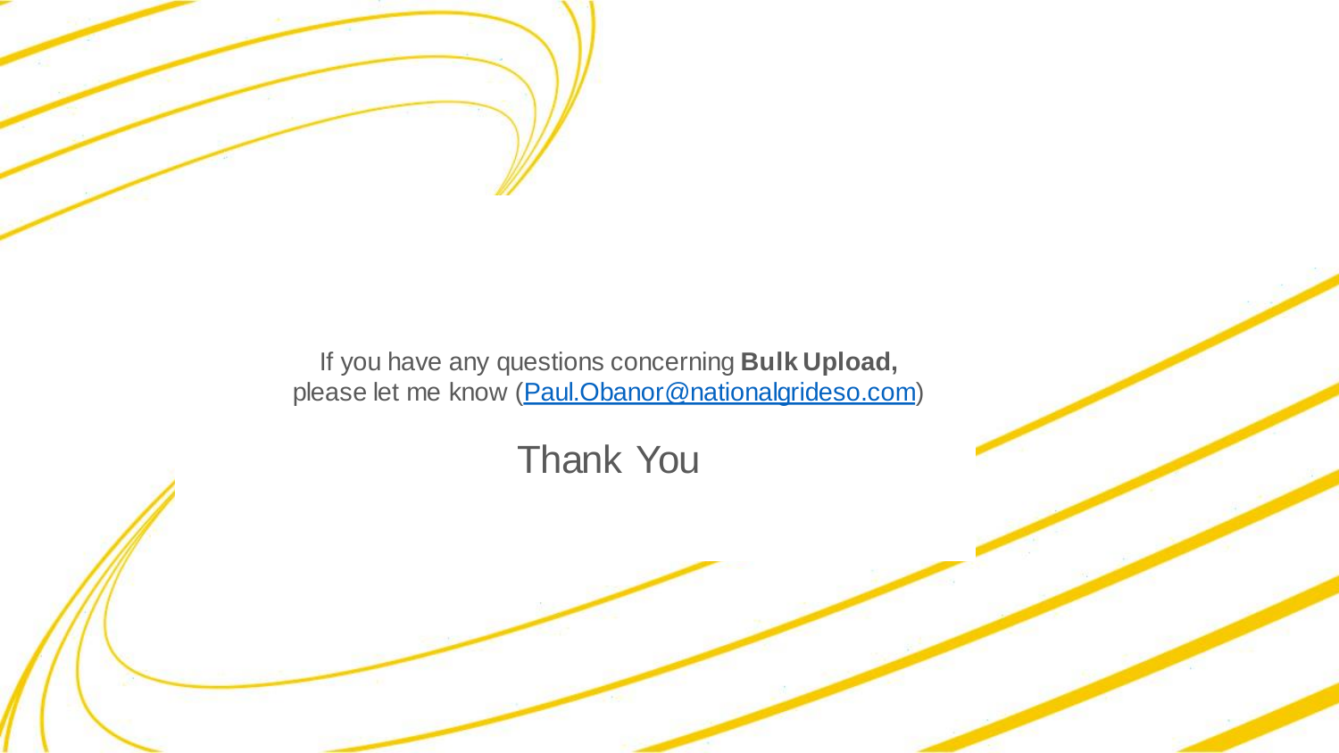If you have any questions concerning **Bulk Upload,** please let me know ([Paul.Obanor@nationalgrideso.com](mailto:Paul.Obanor@nationalgrideso.com))

Thank You